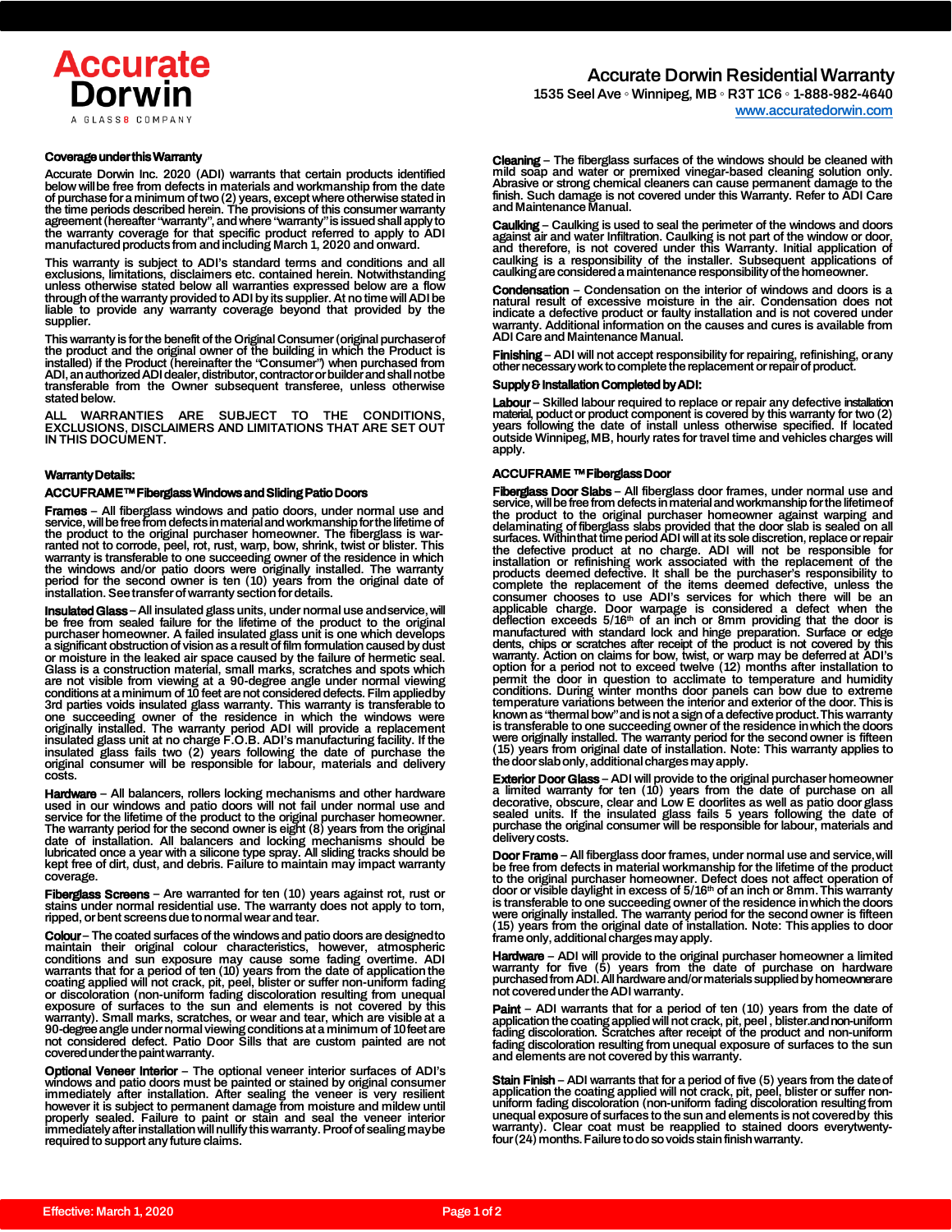# Accurate Dorwin Residential Warranty

1535 Seel Ave ◦ Winnipeg, MB ◦ R3T 1C6 ◦ 1-888-982-4640
www.accuratedorwin.com

## Coverage under this Warranty

Accurate Dorwin Inc. 2020 (ADI) warrants that certain products identified below will be free from defects in materials and workmanship from the date of purchase for a minimum of two (2) years, except where otherwise stated in the time periods described herein. The provisions of this consumer warranty agreement (hereafter "warranty", and where "warranty" is issued shall apply to the warranty coverage for that specific product referred to apply to ADI manufactured products from and including March 1, 2020 and onward.

This warranty is subject to ADI's standard terms and conditions and all exclusions, limitations, disclaimers etc. contained herein. Notwithstanding unless otherwise stated below all warranties expressed below are a flow through of the warranty provided to ADI by its supplier. At no time will ADI be liable to provide any warranty coverage beyond that provided by the supplier.

This warranty is for the benefit of the Original Consumer (original purchaser of the product and the original owner of the building in which the Product is installed) if the Product (hereinafter the "Consumer") when purchased from ADI, an authorized ADI dealer, distributor, contractor or builder and shall not be transferable from the Owner subsequent transferee, unless otherwise stated below.

ALL WARRANTIES ARE SUBJECT TO THE CONDITIONS, EXCLUSIONS, DISCLAIMERS AND LIMITATIONS THAT ARE SET OUT IN THIS DOCUMENT.

## Warranty Details:

### ACCUFRAME™ Fiberglass Windows and Sliding Patio Doors

**Frames** – All fiberglass windows and patio doors, under normal use and service, will be free from defects in material and workmanship for the lifetime of the product to the original purchaser homeowner. The fiberglass is warranted not to corrode, peel, rot, rust, warp, bow, shrink, twist or blister. This warranty is transferable to one succeeding owner of the residence in which the windows and/or patio doors were originally installed. The warranty period for the second owner is ten (10) years from the original date of installation. See transfer of warranty section for details.

**Insulated Glass** – All insulated glass units, under normal use and service, will be free from sealed failure for the lifetime of the product to the original purchaser homeowner. A failed insulated glass unit is one which develops a significant obstruction of vision as a result of film formulation caused by dust or moisture in the leaked air space caused by the failure of hermetic seal. Glass is a construction material, small marks, scratches and spots which are not visible from viewing at a 90-degree angle under normal viewing conditions at a minimum of 10 feet are not considered defects. Film applied by 3rd parties voids insulated glass warranty. This warranty is transferable to one succeeding owner of the residence in which the windows were originally installed. The warranty period ADI will provide a replacement insulated glass unit at no charge F.O.B. ADI's manufacturing facility. If the insulated glass fails two (2) years following the date of purchase the original consumer will be responsible for labour, materials and delivery costs.

**Hardware** – All balancers, rollers locking mechanisms and other hardware used in our windows and patio doors will not fail under normal use and service for the lifetime of the product to the original purchaser homeowner. The warranty period for the second owner is eight (8) years from the original date of installation. All balancers and locking mechanisms should be lubricated once a year with a silicone type spray. All sliding tracks should be kept free of dirt, dust, and debris. Failure to maintain may impact warranty coverage.

**Fiberglass Screens** – Are warranted for ten (10) years against rot, rust or stains under normal residential use. The warranty does not apply to torn, ripped, or bent screens due to normal wear and tear.

**Colour** – The coated surfaces of the windows and patio doors are designed to maintain their original colour characteristics, however, atmospheric conditions and sun exposure may cause some fading overtime. ADI warrants that for a period of ten (10) years from the date of application the coating applied will not crack, pit, peel, blister or suffer non-uniform fading or discoloration (non-uniform fading discoloration resulting from unequal exposure of surfaces to the sun and elements is not covered by this warranty). Small marks, scratches, or wear and tear, which are visible at a 90-degree angle under normal viewing conditions at a minimum of 10 feet are not considered defect. Patio Door Sills that are custom painted are not covered under the paint warranty.

**Optional Veneer Interior** – The optional veneer interior surfaces of ADI's windows and patio doors must be painted or stained by original consumer immediately after installation. After sealing the veneer is very resilient however it is subject to permanent damage from moisture and mildew until properly sealed. Failure to paint or stain and seal the veneer interior immediately after installation will nullify this warranty. Proof of sealing may be required to support any future claims.

**Cleaning** – The fiberglass surfaces of the windows should be cleaned with mild soap and water or premixed vinegar-based cleaning solution only. Abrasive or strong chemical cleaners can cause permanent damage to the finish. Such damage is not covered under this Warranty. Refer to ADI Care and Maintenance Manual.

**Caulking** – Caulking is used to seal the perimeter of the windows and doors against air and water Infiltration. Caulking is not part of the window or door, and therefore, is not covered under this Warranty. Initial application of caulking is a responsibility of the installer. Subsequent applications of caulking are considered a maintenance responsibility of the homeowner.

**Condensation** – Condensation on the interior of windows and doors is a natural result of excessive moisture in the air. Condensation does not indicate a defective product or faulty installation and is not covered under warranty. Additional information on the causes and cures is available from ADI Care and Maintenance Manual.

**Finishing** – ADI will not accept responsibility for repairing, refinishing, or any other necessary work to complete the replacement or repair of product.

**Supply & Installation Completed by ADI:**

**Labour** – Skilled labour required to replace or repair any defective installation material, poduct or product component is covered by this warranty for two (2) years following the date of install unless otherwise specified. If located outside Winnipeg, MB, hourly rates for travel time and vehicles charges will apply.

### ACCUFRAME ™ Fiberglass Door

**Fiberglass Door Slabs** – All fiberglass door frames, under normal use and service, will be free from defects in material and workmanship for the lifetime of the product to the original purchaser homeowner against warping and delaminating of fiberglass slabs provided that the door slab is sealed on all surfaces. Within that time period ADI will at its sole discretion, replace or repair the defective product at no charge. ADI will not be responsible for installation or refinishing work associated with the replacement of the products deemed defective. It shall be the purchaser's responsibility to complete the replacement of the items deemed defective, unless the consumer chooses to use ADI's services for which there will be an applicable charge. Door warpage is considered a defect when the deflection exceeds 5/16th of an inch or 8mm providing that the door is manufactured with standard lock and hinge preparation. Surface or edge dents, chips or scratches after receipt of the product is not covered by this warranty. Action on claims for bow, twist, or warp may be deferred at ADI's option for a period not to exceed twelve (12) months after installation to permit the door in question to acclimate to temperature and humidity conditions. During winter months door panels can bow due to extreme temperature variations between the interior and exterior of the door. This is known as "thermal bow" and is not a sign of a defective product. This warranty is transferable to one succeeding owner of the residence in which the doors were originally installed. The warranty period for the second owner is fifteen (15) years from original date of installation. Note: This warranty applies to the door slab only, additional charges may apply.

**Exterior Door Glass** – ADI will provide to the original purchaser homeowner a limited warranty for ten (10) years from the date of purchase on all decorative, obscure, clear and Low E doorlites as well as patio door glass sealed units. If the insulated glass fails 5 years following the date of purchase the original consumer will be responsible for labour, materials and delivery costs.

**Door Frame** – All fiberglass door frames, under normal use and service, will be free from defects in material workmanship for the lifetime of the product to the original purchaser homeowner. Defect does not affect operation of door or visible daylight in excess of 5/16th of an inch or 8mm. This warranty is transferable to one succeeding owner of the residence in which the doors were originally installed. The warranty period for the second owner is fifteen (15) years from the original date of installation. Note: This applies to door frame only, additional charges may apply.

**Hardware** – ADI will provide to the original purchaser homeowner a limited warranty for five (5) years from the date of purchase on hardware purchased from ADI. All hardware and/or materials supplied by homeowner are not covered under the ADI warranty.

**Paint** – ADI warrants that for a period of ten (10) years from the date of application the coating applied will not crack, pit, peel , blister and non-uniform fading discoloration. Scratches after receipt of the product and non-uniform fading discoloration resulting from unequal exposure of surfaces to the sun and elements are not covered by this warranty.

**Stain Finish** – ADI warrants that for a period of five (5) years from the date of application the coating applied will not crack, pit, peel, blister or suffer non-uniform fading discoloration (non-uniform fading discoloration resulting from unequal exposure of surfaces to the sun and elements is not covered by this warranty). Clear coat must be reapplied to stained doors everytwenty-four (24) months. Failure to do so voids stain finish warranty.

Effective: March 1, 2020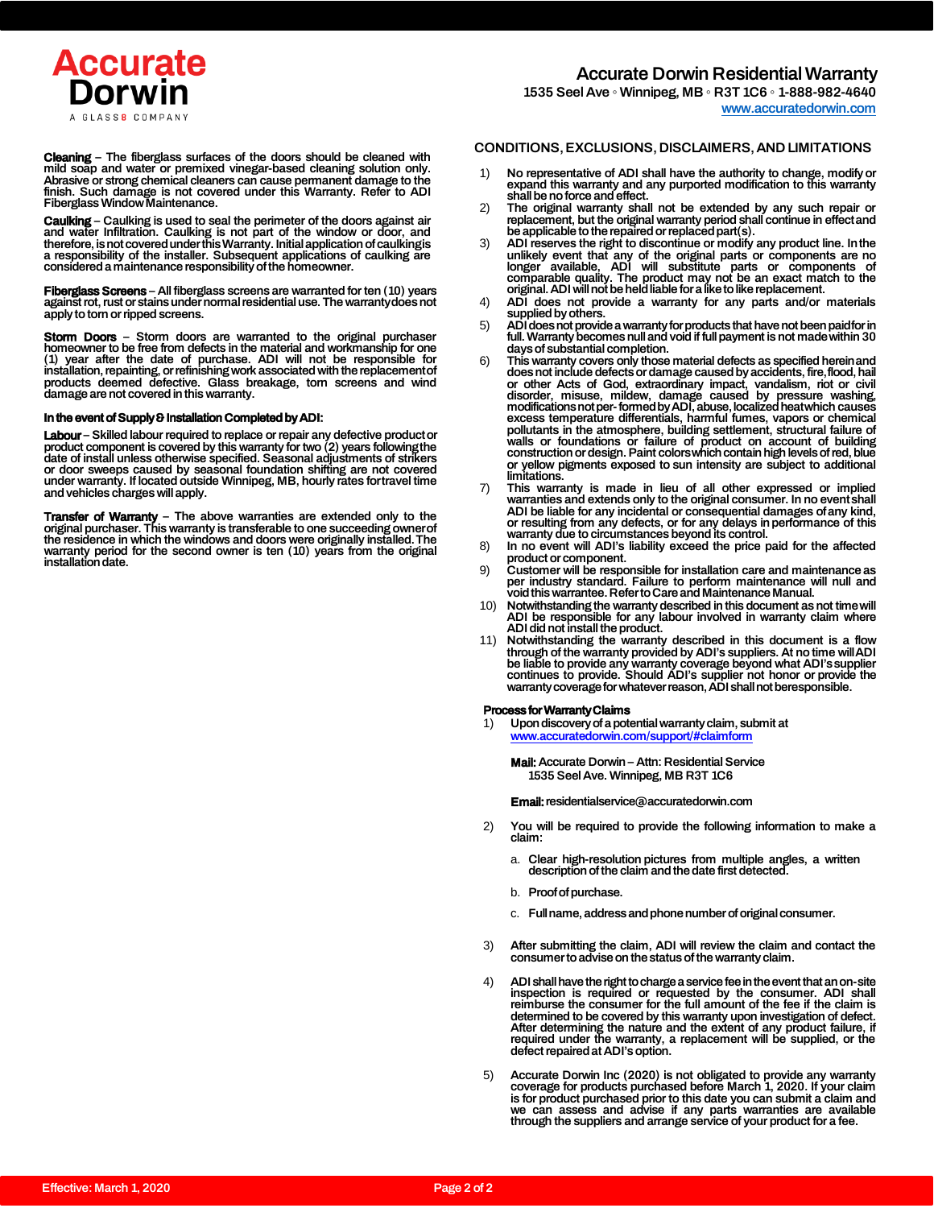**Cleaning** – The fiberglass surfaces of the doors should be cleaned with mild soap and water or premixed vinegar-based cleaning solution only. Abrasive or strong chemical cleaners can cause permanent damage to the finish. Such damage is not covered under this Warranty. Refer to ADI Fiberglass Window Maintenance.

**Caulking** – Caulking is used to seal the perimeter of the doors against air and water Infiltration. Caulking is not part of the window or door, and therefore, is not covered under this Warranty. Initial application of caulking is a responsibility of the installer. Subsequent applications of caulking are considered a maintenance responsibility of the homeowner.

**Fiberglass Screens** – All fiberglass screens are warranted for ten (10) years against rot, rust or stains under normal residential use. The warranty does not apply to torn or ripped screens.

**Storm Doors** – Storm doors are warranted to the original purchaser homeowner to be free from defects in the material and workmanship for one (1) year after the date of purchase. ADI will not be responsible for installation, repainting, or refinishing work associated with the replacement of products deemed defective. Glass breakage, torn screens and wind damage are not covered in this warranty.

**In the event of Supply & Installation Completed by ADI:**

**Labour** – Skilled labour required to replace or repair any defective product or product component is covered by this warranty for two (2) years following the date of install unless otherwise specified. Seasonal adjustments of strikers or door sweeps caused by seasonal foundation shifting are not covered under warranty. If located outside Winnipeg, MB, hourly rates for travel time and vehicles charges will apply.

**Transfer of Warranty** – The above warranties are extended only to the original purchaser. This warranty is transferable to one succeeding owner of the residence in which the windows and doors were originally installed. The warranty period for the second owner is ten (10) years from the original installation date.

## CONDITIONS, EXCLUSIONS, DISCLAIMERS, AND LIMITATIONS

1) No representative of ADI shall have the authority to change, modify or expand this warranty and any purported modification to this warranty shall be no force and effect.
2) The original warranty shall not be extended by any such repair or replacement, but the original warranty period shall continue in effect and be applicable to the repaired or replaced part(s).
3) ADI reserves the right to discontinue or modify any product line. In the unlikely event that any of the original parts or components are no longer available, ADI will substitute parts or components of comparable quality. The product may not be an exact match to the original. ADI will not be held liable for a like to like replacement.
4) ADI does not provide a warranty for any parts and/or materials supplied by others.
5) ADI does not provide a warranty for products that have not been paid for in full. Warranty becomes null and void if full payment is not made within 30 days of substantial completion.
6) This warranty covers only those material defects as specified herein and does not include defects or damage caused by accidents, fire, flood, hail or other Acts of God, extraordinary impact, vandalism, riot or civil disorder, misuse, mildew, damage caused by pressure washing, modifications not per- formed by ADI, abuse, localized heat which causes excess temperature differentials, harmful fumes, vapors or chemical pollutants in the atmosphere, building settlement, structural failure of walls or foundations or failure of product on account of building construction or design. Paint colors which contain high levels of red, blue or yellow pigments exposed to sun intensity are subject to additional limitations.
7) This warranty is made in lieu of all other expressed or implied warranties and extends only to the original consumer. In no event shall ADI be liable for any incidental or consequential damages of any kind, or resulting from any defects, or for any delays in performance of this warranty due to circumstances beyond its control.
8) In no event will ADI's liability exceed the price paid for the affected product or component.
9) Customer will be responsible for installation care and maintenance as per industry standard. Failure to perform maintenance will null and void this warrantee. Refer to Care and Maintenance Manual.
10) Notwithstanding the warranty described in this document as not time will ADI be responsible for any labour involved in warranty claim where ADI did not install the product.
11) Notwithstanding the warranty described in this document is a flow through of the warranty provided by ADI's suppliers. At no time will ADI be liable to provide any warranty coverage beyond what ADI's supplier continues to provide. Should ADI's supplier not honor or provide the warranty coverage for whatever reason, ADI shall not be responsible.

**Process for Warranty Claims**

1) Upon discovery of a potential warranty claim, submit at www.accuratedorwin.com/support/#claimform

   **Mail:** Accurate Dorwin – Attn: Residential Service
   1535 Seel Ave. Winnipeg, MB R3T 1C6

   **Email:** residentialservice@accuratedorwin.com

2) You will be required to provide the following information to make a claim:

   a. Clear high-resolution pictures from multiple angles, a written description of the claim and the date first detected.

   b. Proof of purchase.

   c. Full name, address and phone number of original consumer.

3) After submitting the claim, ADI will review the claim and contact the consumer to advise on the status of the warranty claim.

4) ADI shall have the right to charge a service fee in the event that an on-site inspection is required or requested by the consumer. ADI shall reimburse the consumer for the full amount of the fee if the claim is determined to be covered by this warranty upon investigation of defect. After determining the nature and the extent of any product failure, if required under the warranty, a replacement will be supplied, or the defect repaired at ADI's option.

5) Accurate Dorwin Inc (2020) is not obligated to provide any warranty coverage for products purchased before March 1, 2020. If your claim is for product purchased prior to this date you can submit a claim and we can assess and advise if any parts warranties are available through the suppliers and arrange service of your product for a fee.

Effective: March 1, 2020